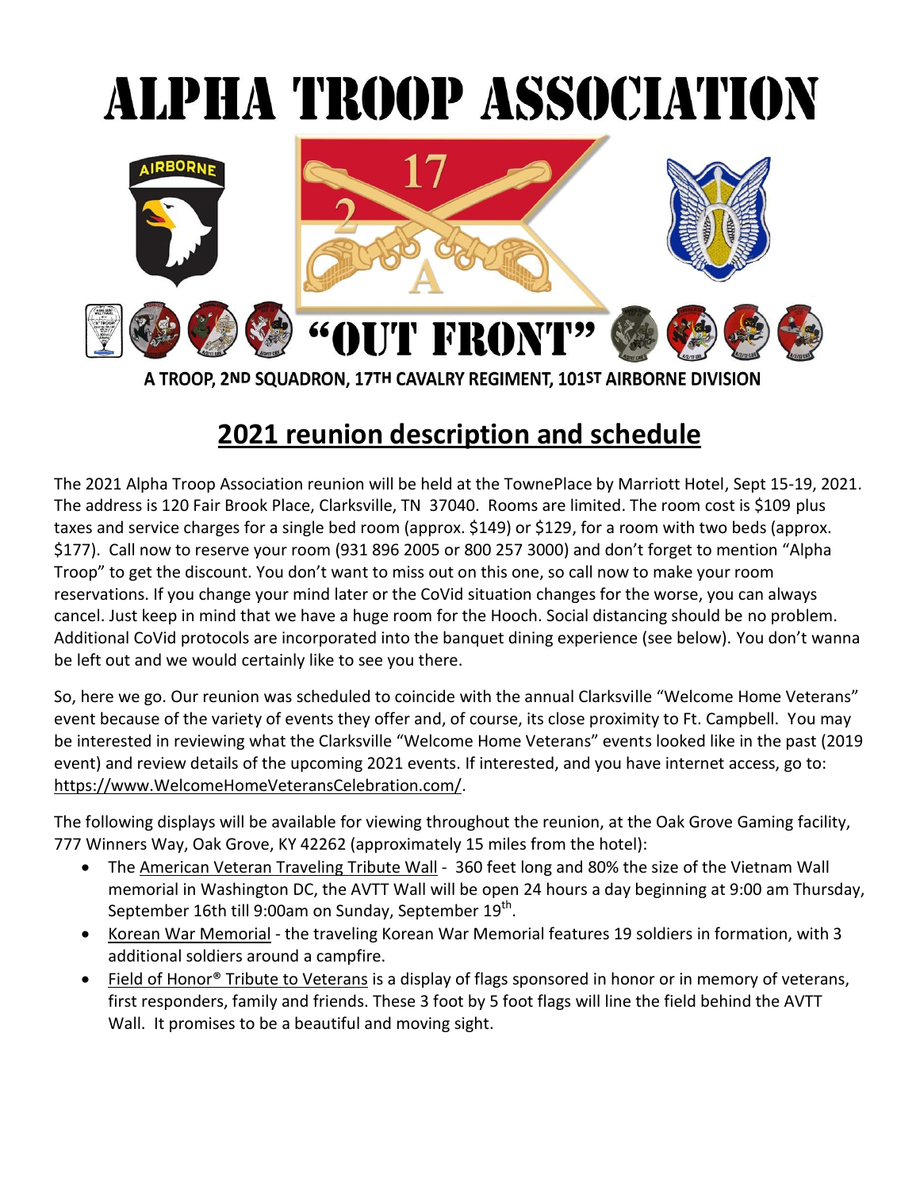# ALPHA TROOP ASSOCIATION

"OUT FRONT"

A TROOP, 2ND SQUADRON, 17TH CAVALRY REGIMENT, 101ST AIRBORNE DIVISION

## 2021 reunion description and schedule

The 2021 Alpha Troop Association reunion will be held at the TownePlace by Marriott Hotel, Sept 15-19, 2021. The address is 120 Fair Brook Place, Clarksville, TN 37040. Rooms are limited. The room cost is $109 plus taxes and service charges for a single bed room (approx. $149) or $129, for a room with two beds (approx. $177). Call now to reserve your room (931 896 2005 or 800 257 3000) and don't forget to mention "Alpha Troop" to get the discount. You don't want to miss out on this one, so call now to make your room reservations. If you change your mind later or the CoVid situation changes for the worse, you can always cancel. Just keep in mind that we have a huge room for the Hooch. Social distancing should be no problem. Additional CoVid protocols are incorporated into the banquet dining experience (see below). You don't wanna be left out and we would certainly like to see you there.

So, here we go. Our reunion was scheduled to coincide with the annual Clarksville "Welcome Home Veterans" event because of the variety of events they offer and, of course, its close proximity to Ft. Campbell. You may be interested in reviewing what the Clarksville "Welcome Home Veterans" events looked like in the past (2019 event) and review details of the upcoming 2021 events. If interested, and you have internet access, go to: https://www.WelcomeHomeVeteransCelebration.com/.

The following displays will be available for viewing throughout the reunion, at the Oak Grove Gaming facility, 777 Winners Way, Oak Grove, KY 42262 (approximately 15 miles from the hotel):

- The American Veteran Traveling Tribute Wall - 360 feet long and 80% the size of the Vietnam Wall memorial in Washington DC, the AVTT Wall will be open 24 hours a day beginning at 9:00 am Thursday, September 16th till 9:00am on Sunday, September 19th.
- Korean War Memorial - the traveling Korean War Memorial features 19 soldiers in formation, with 3 additional soldiers around a campfire.
- Field of Honor® Tribute to Veterans is a display of flags sponsored in honor or in memory of veterans, first responders, family and friends. These 3 foot by 5 foot flags will line the field behind the AVTT Wall. It promises to be a beautiful and moving sight.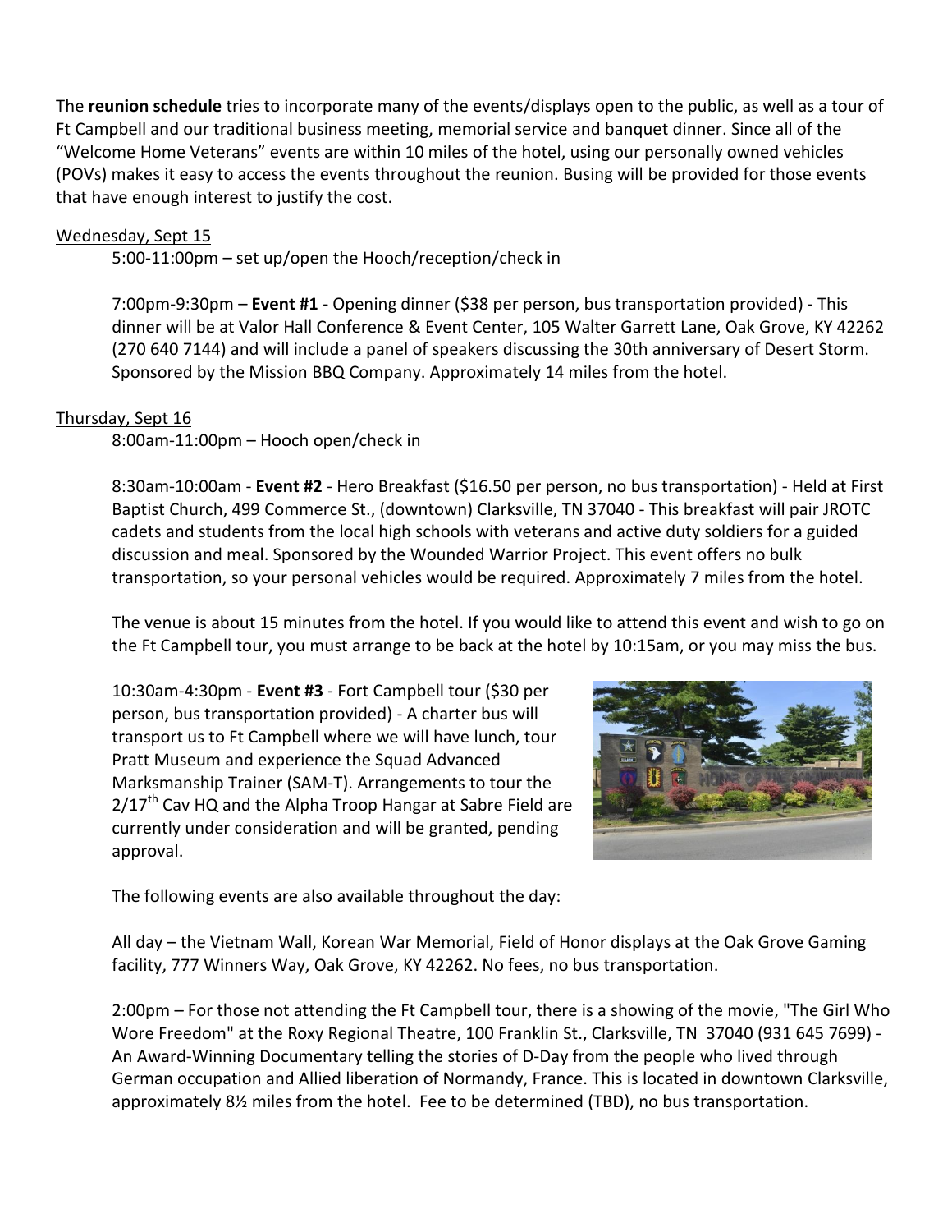The **reunion schedule** tries to incorporate many of the events/displays open to the public, as well as a tour of Ft Campbell and our traditional business meeting, memorial service and banquet dinner. Since all of the "Welcome Home Veterans" events are within 10 miles of the hotel, using our personally owned vehicles (POVs) makes it easy to access the events throughout the reunion. Busing will be provided for those events that have enough interest to justify the cost.

Wednesday, Sept 15

5:00-11:00pm – set up/open the Hooch/reception/check in

7:00pm-9:30pm – **Event #1** - Opening dinner ($38 per person, bus transportation provided) - This dinner will be at Valor Hall Conference & Event Center, 105 Walter Garrett Lane, Oak Grove, KY 42262 (270 640 7144) and will include a panel of speakers discussing the 30th anniversary of Desert Storm. Sponsored by the Mission BBQ Company. Approximately 14 miles from the hotel.

Thursday, Sept 16

8:00am-11:00pm – Hooch open/check in

8:30am-10:00am - **Event #2** - Hero Breakfast ($16.50 per person, no bus transportation) - Held at First Baptist Church, 499 Commerce St., (downtown) Clarksville, TN 37040 - This breakfast will pair JROTC cadets and students from the local high schools with veterans and active duty soldiers for a guided discussion and meal. Sponsored by the Wounded Warrior Project. This event offers no bulk transportation, so your personal vehicles would be required. Approximately 7 miles from the hotel.

The venue is about 15 minutes from the hotel. If you would like to attend this event and wish to go on the Ft Campbell tour, you must arrange to be back at the hotel by 10:15am, or you may miss the bus.

10:30am-4:30pm - **Event #3** - Fort Campbell tour ($30 per person, bus transportation provided) - A charter bus will transport us to Ft Campbell where we will have lunch, tour Pratt Museum and experience the Squad Advanced Marksmanship Trainer (SAM-T). Arrangements to tour the 2/17th Cav HQ and the Alpha Troop Hangar at Sabre Field are currently under consideration and will be granted, pending approval.

The following events are also available throughout the day:

All day – the Vietnam Wall, Korean War Memorial, Field of Honor displays at the Oak Grove Gaming facility, 777 Winners Way, Oak Grove, KY 42262. No fees, no bus transportation.

2:00pm – For those not attending the Ft Campbell tour, there is a showing of the movie, "The Girl Who Wore Freedom" at the Roxy Regional Theatre, 100 Franklin St., Clarksville, TN 37040 (931 645 7699) - An Award-Winning Documentary telling the stories of D-Day from the people who lived through German occupation and Allied liberation of Normandy, France. This is located in downtown Clarksville, approximately 8½ miles from the hotel. Fee to be determined (TBD), no bus transportation.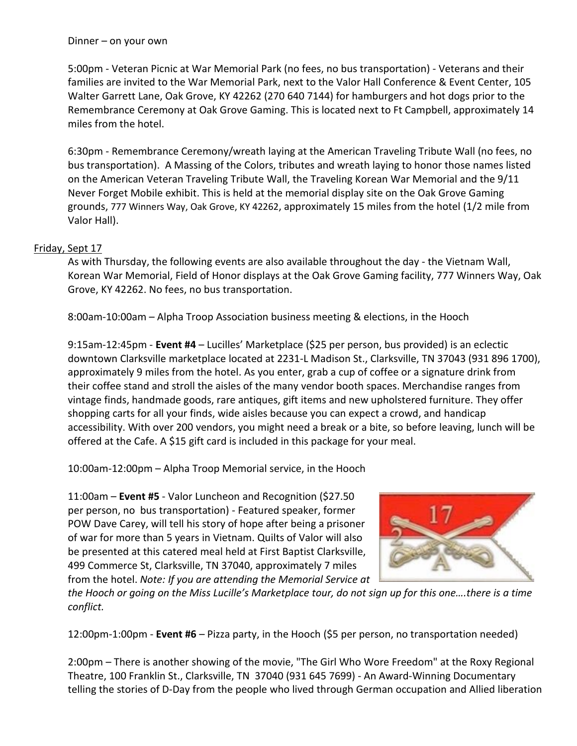Dinner – on your own

5:00pm - Veteran Picnic at War Memorial Park (no fees, no bus transportation) - Veterans and their families are invited to the War Memorial Park, next to the Valor Hall Conference & Event Center, 105 Walter Garrett Lane, Oak Grove, KY 42262 (270 640 7144) for hamburgers and hot dogs prior to the Remembrance Ceremony at Oak Grove Gaming. This is located next to Ft Campbell, approximately 14 miles from the hotel.

6:30pm - Remembrance Ceremony/wreath laying at the American Traveling Tribute Wall (no fees, no bus transportation). A Massing of the Colors, tributes and wreath laying to honor those names listed on the American Veteran Traveling Tribute Wall, the Traveling Korean War Memorial and the 9/11 Never Forget Mobile exhibit. This is held at the memorial display site on the Oak Grove Gaming grounds, 777 Winners Way, Oak Grove, KY 42262, approximately 15 miles from the hotel (1/2 mile from Valor Hall).

Friday, Sept 17

As with Thursday, the following events are also available throughout the day - the Vietnam Wall, Korean War Memorial, Field of Honor displays at the Oak Grove Gaming facility, 777 Winners Way, Oak Grove, KY 42262. No fees, no bus transportation.

8:00am-10:00am – Alpha Troop Association business meeting & elections, in the Hooch

9:15am-12:45pm - **Event #4** – Lucilles' Marketplace ($25 per person, bus provided) is an eclectic downtown Clarksville marketplace located at 2231-L Madison St., Clarksville, TN 37043 (931 896 1700), approximately 9 miles from the hotel. As you enter, grab a cup of coffee or a signature drink from their coffee stand and stroll the aisles of the many vendor booth spaces. Merchandise ranges from vintage finds, handmade goods, rare antiques, gift items and new upholstered furniture. They offer shopping carts for all your finds, wide aisles because you can expect a crowd, and handicap accessibility. With over 200 vendors, you might need a break or a bite, so before leaving, lunch will be offered at the Cafe. A $15 gift card is included in this package for your meal.

10:00am-12:00pm – Alpha Troop Memorial service, in the Hooch

11:00am – **Event #5** - Valor Luncheon and Recognition ($27.50 per person, no bus transportation) - Featured speaker, former POW Dave Carey, will tell his story of hope after being a prisoner of war for more than 5 years in Vietnam. Quilts of Valor will also be presented at this catered meal held at First Baptist Clarksville, 499 Commerce St, Clarksville, TN 37040, approximately 7 miles from the hotel. *Note: If you are attending the Memorial Service at the Hooch or going on the Miss Lucille's Marketplace tour, do not sign up for this one….there is a time conflict.*

12:00pm-1:00pm - **Event #6** – Pizza party, in the Hooch ($5 per person, no transportation needed)

2:00pm – There is another showing of the movie, "The Girl Who Wore Freedom" at the Roxy Regional Theatre, 100 Franklin St., Clarksville, TN 37040 (931 645 7699) - An Award-Winning Documentary telling the stories of D-Day from the people who lived through German occupation and Allied liberation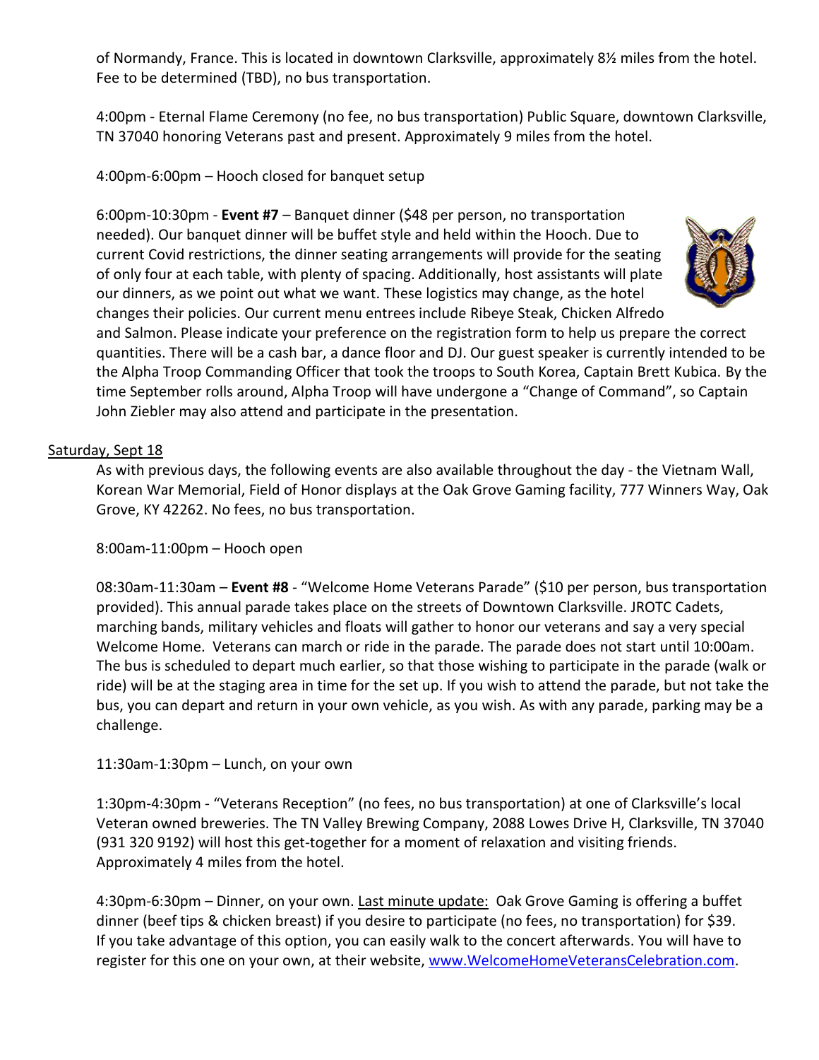of Normandy, France. This is located in downtown Clarksville, approximately 8½ miles from the hotel. Fee to be determined (TBD), no bus transportation.

4:00pm - Eternal Flame Ceremony (no fee, no bus transportation) Public Square, downtown Clarksville, TN 37040 honoring Veterans past and present. Approximately 9 miles from the hotel.

4:00pm-6:00pm – Hooch closed for banquet setup

6:00pm-10:30pm - **Event #7** – Banquet dinner ($48 per person, no transportation needed). Our banquet dinner will be buffet style and held within the Hooch. Due to current Covid restrictions, the dinner seating arrangements will provide for the seating of only four at each table, with plenty of spacing. Additionally, host assistants will plate our dinners, as we point out what we want. These logistics may change, as the hotel changes their policies. Our current menu entrees include Ribeye Steak, Chicken Alfredo and Salmon. Please indicate your preference on the registration form to help us prepare the correct quantities. There will be a cash bar, a dance floor and DJ. Our guest speaker is currently intended to be the Alpha Troop Commanding Officer that took the troops to South Korea, Captain Brett Kubica. By the time September rolls around, Alpha Troop will have undergone a "Change of Command", so Captain John Ziebler may also attend and participate in the presentation.

Saturday, Sept 18

As with previous days, the following events are also available throughout the day - the Vietnam Wall, Korean War Memorial, Field of Honor displays at the Oak Grove Gaming facility, 777 Winners Way, Oak Grove, KY 42262. No fees, no bus transportation.

8:00am-11:00pm – Hooch open

08:30am-11:30am – **Event #8** - "Welcome Home Veterans Parade" ($10 per person, bus transportation provided). This annual parade takes place on the streets of Downtown Clarksville. JROTC Cadets, marching bands, military vehicles and floats will gather to honor our veterans and say a very special Welcome Home. Veterans can march or ride in the parade. The parade does not start until 10:00am. The bus is scheduled to depart much earlier, so that those wishing to participate in the parade (walk or ride) will be at the staging area in time for the set up. If you wish to attend the parade, but not take the bus, you can depart and return in your own vehicle, as you wish. As with any parade, parking may be a challenge.

11:30am-1:30pm – Lunch, on your own

1:30pm-4:30pm - "Veterans Reception" (no fees, no bus transportation) at one of Clarksville's local Veteran owned breweries. The TN Valley Brewing Company, 2088 Lowes Drive H, Clarksville, TN 37040 (931 320 9192) will host this get-together for a moment of relaxation and visiting friends. Approximately 4 miles from the hotel.

4:30pm-6:30pm – Dinner, on your own. Last minute update: Oak Grove Gaming is offering a buffet dinner (beef tips & chicken breast) if you desire to participate (no fees, no transportation) for $39. If you take advantage of this option, you can easily walk to the concert afterwards. You will have to register for this one on your own, at their website, www.WelcomeHomeVeteransCelebration.com.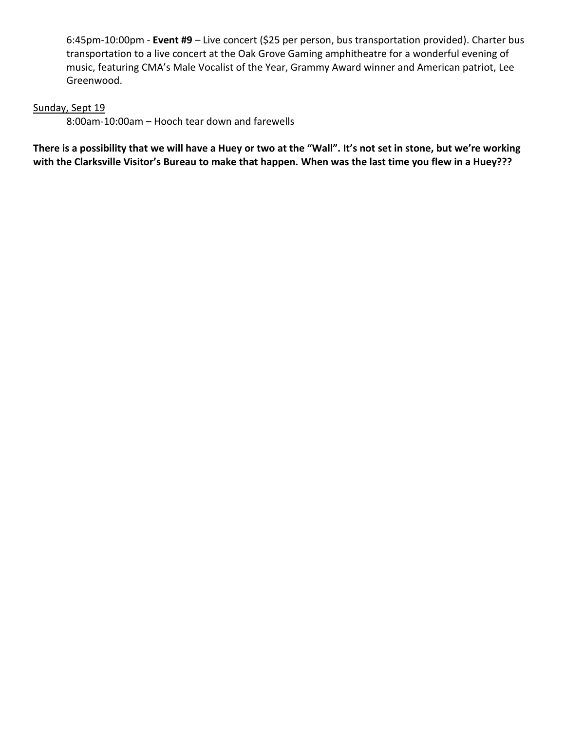6:45pm-10:00pm - **Event #9** – Live concert ($25 per person, bus transportation provided). Charter bus transportation to a live concert at the Oak Grove Gaming amphitheatre for a wonderful evening of music, featuring CMA's Male Vocalist of the Year, Grammy Award winner and American patriot, Lee Greenwood.

<u>Sunday, Sept 19</u>

8:00am-10:00am – Hooch tear down and farewells

**There is a possibility that we will have a Huey or two at the "Wall". It's not set in stone, but we're working with the Clarksville Visitor's Bureau to make that happen. When was the last time you flew in a Huey???**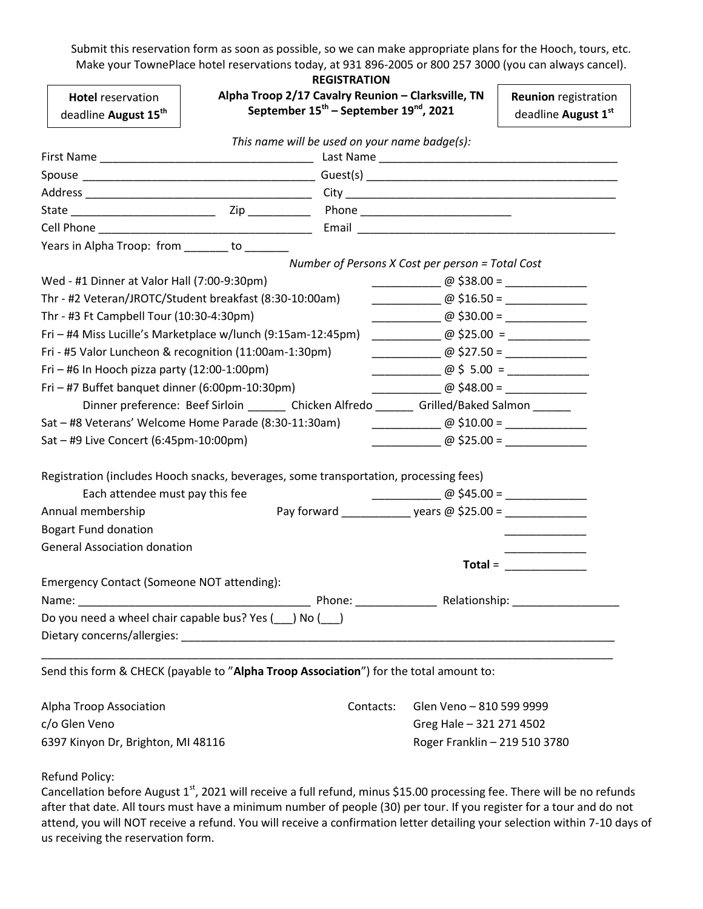Submit this reservation form as soon as possible, so we can make appropriate plans for the Hooch, tours, etc. Make your TownePlace hotel reservations today, at 931 896-2005 or 800 257 3000 (you can always cancel).

**Hotel** reservation deadline **August 15th**

**REGISTRATION**

**Alpha Troop 2/17 Cavalry Reunion – Clarksville, TN**
**September 15th – September 19nd, 2021**

**Reunion** registration deadline **August 1st**

*This name will be used on your name badge(s):*

First Name ________________________________ Last Name ____________________________________

Spouse ____________________________________ Guest(s) ______________________________________

Address ___________________________________ City _________________________________________

State ______________________ Zip __________ Phone _______________________

Cell Phone _________________________________ Email ________________________________________

Years in Alpha Troop: from _______ to _______

*Number of Persons X Cost per person = Total Cost*

| | | |
|---|---|---|
| Wed - #1 Dinner at Valor Hall (7:00-9:30pm) | __________ @ $38.00 = | ____________ |
| Thr - #2 Veteran/JROTC/Student breakfast (8:30-10:00am) | __________ @ $16.50 = | ____________ |
| Thr - #3 Ft Campbell Tour (10:30-4:30pm) | __________ @ $30.00 = | ____________ |
| Fri – #4 Miss Lucille's Marketplace w/lunch (9:15am-12:45pm) | __________ @ $25.00 = | ____________ |
| Fri - #5 Valor Luncheon & recognition (11:00am-1:30pm) | __________ @ $27.50 = | ____________ |
| Fri – #6 In Hooch pizza party (12:00-1:00pm) | __________ @ $ 5.00 = | ____________ |
| Fri – #7 Buffet banquet dinner (6:00pm-10:30pm) | __________ @ $48.00 = | ____________ |
| Dinner preference: Beef Sirloin ______ Chicken Alfredo ______ Grilled/Baked Salmon ______ | | |
| Sat – #8 Veterans' Welcome Home Parade (8:30-11:30am) | __________ @ $10.00 = | ____________ |
| Sat – #9 Live Concert (6:45pm-10:00pm) | __________ @ $25.00 = | ____________ |

Registration (includes Hooch snacks, beverages, some transportation, processing fees)

| | | |
|---|---|---|
| Each attendee must pay this fee | __________ @ $45.00 = | ____________ |
| Annual membership | Pay forward __________ years @ $25.00 = | ____________ |
| Bogart Fund donation | | ____________ |
| General Association donation | | ____________ |
| | **Total** = | ____________ |

Emergency Contact (Someone NOT attending):

Name: ____________________________________ Phone: ____________ Relationship: ________________

Do you need a wheel chair capable bus? Yes (___) No (___)

Dietary concerns/allergies: ______________________________________________________________________

_____________________________________________________________________________________________

Send this form & CHECK (payable to "**Alpha Troop Association**") for the total amount to:

Alpha Troop Association
c/o Glen Veno
6397 Kinyon Dr, Brighton, MI 48116

Contacts:
Glen Veno – 810 599 9999
Greg Hale – 321 271 4502
Roger Franklin – 219 510 3780

Refund Policy:
Cancellation before August 1st, 2021 will receive a full refund, minus $15.00 processing fee. There will be no refunds after that date. All tours must have a minimum number of people (30) per tour. If you register for a tour and do not attend, you will NOT receive a refund. You will receive a confirmation letter detailing your selection within 7-10 days of us receiving the reservation form.